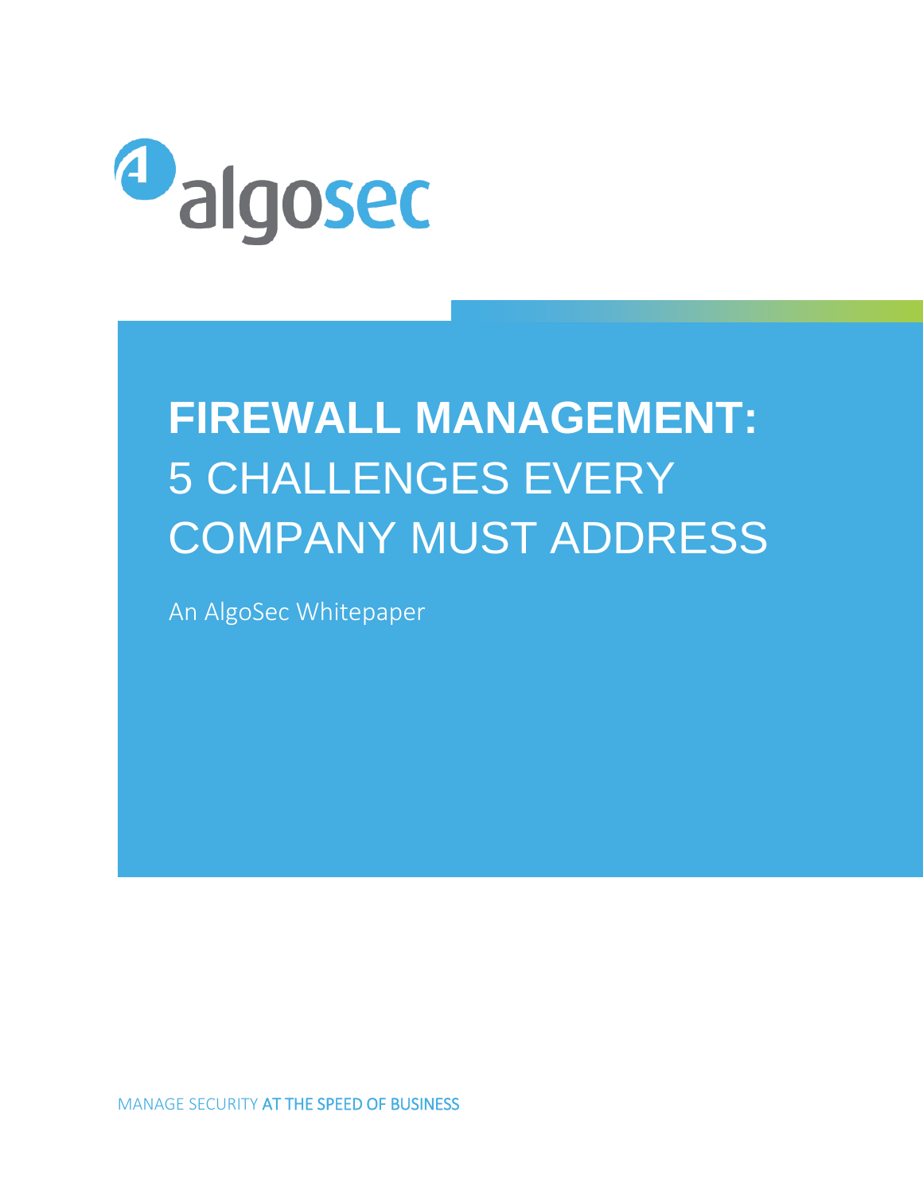algosec

# FIREWALL MANAGEMENT: 5 CHALLENGES EVERY COMPANY MUST ADDRESS

An AlgoSec Whitepaper

MANAGE SECURITY AT THE SPEED OF BUSINESS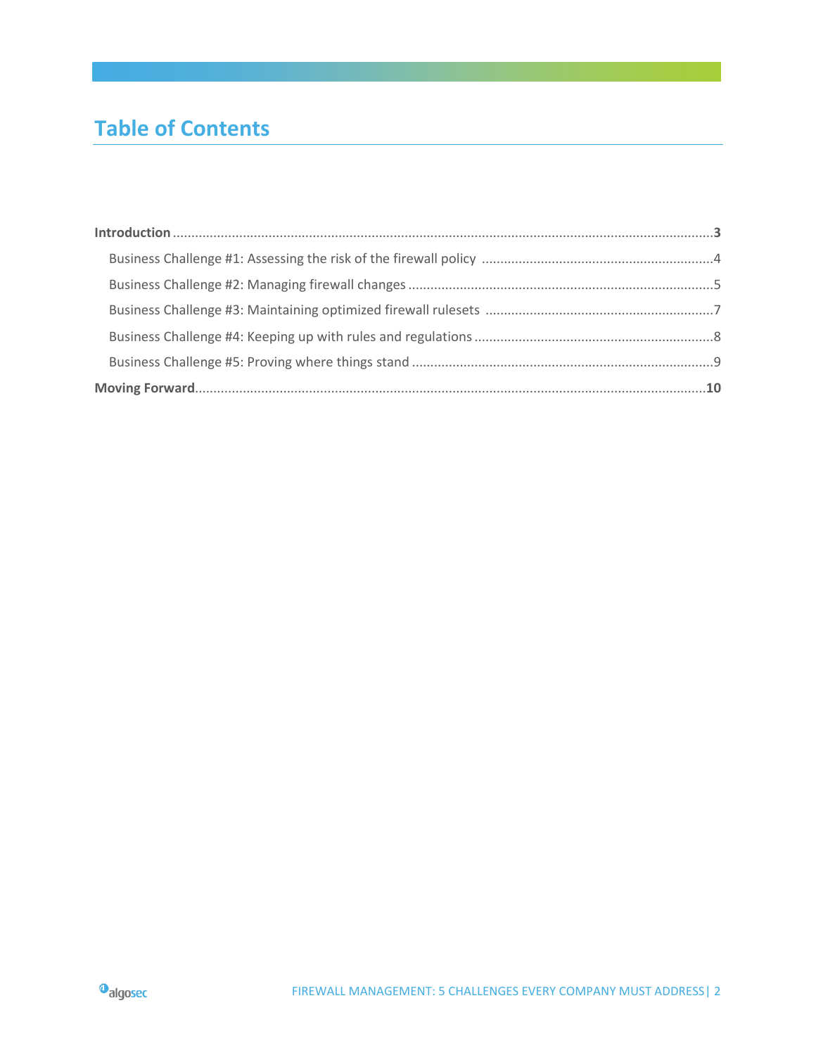# Table of Contents

**Introduction** .......................................................... **3**

- Business Challenge #1: Assessing the risk of the firewall policy .......................... 4
- Business Challenge #2: Managing firewall changes .......................... 5
- Business Challenge #3: Maintaining optimized firewall rulesets .......................... 7
- Business Challenge #4: Keeping up with rules and regulations .......................... 8
- Business Challenge #5: Proving where things stand .......................... 9

**Moving Forward** .......................................................... **10**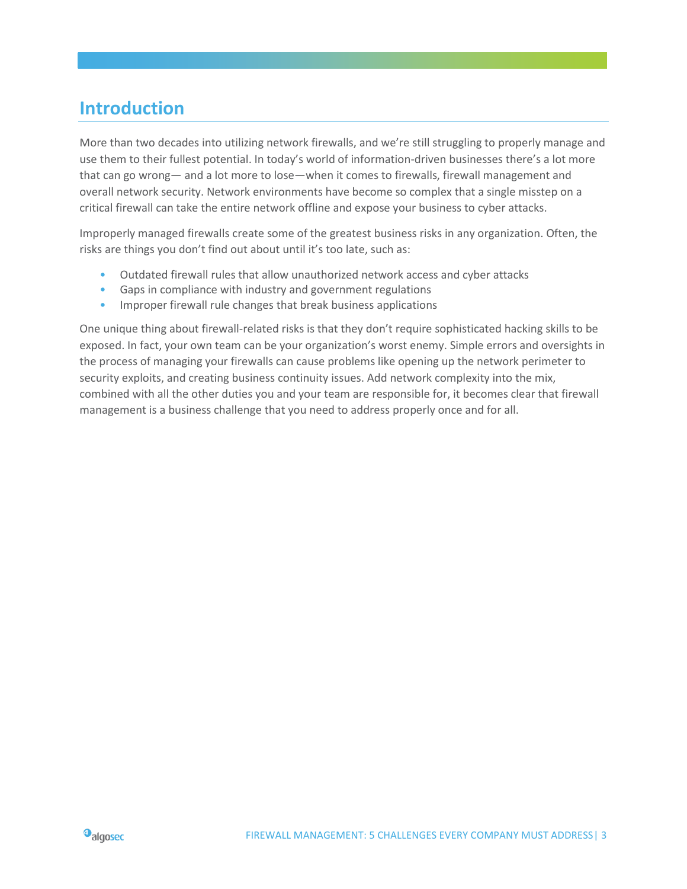# Introduction

More than two decades into utilizing network firewalls, and we're still struggling to properly manage and use them to their fullest potential. In today's world of information-driven businesses there's a lot more that can go wrong— and a lot more to lose—when it comes to firewalls, firewall management and overall network security. Network environments have become so complex that a single misstep on a critical firewall can take the entire network offline and expose your business to cyber attacks.

Improperly managed firewalls create some of the greatest business risks in any organization. Often, the risks are things you don't find out about until it's too late, such as:

- Outdated firewall rules that allow unauthorized network access and cyber attacks
- Gaps in compliance with industry and government regulations
- Improper firewall rule changes that break business applications

One unique thing about firewall-related risks is that they don't require sophisticated hacking skills to be exposed. In fact, your own team can be your organization's worst enemy. Simple errors and oversights in the process of managing your firewalls can cause problems like opening up the network perimeter to security exploits, and creating business continuity issues. Add network complexity into the mix, combined with all the other duties you and your team are responsible for, it becomes clear that firewall management is a business challenge that you need to address properly once and for all.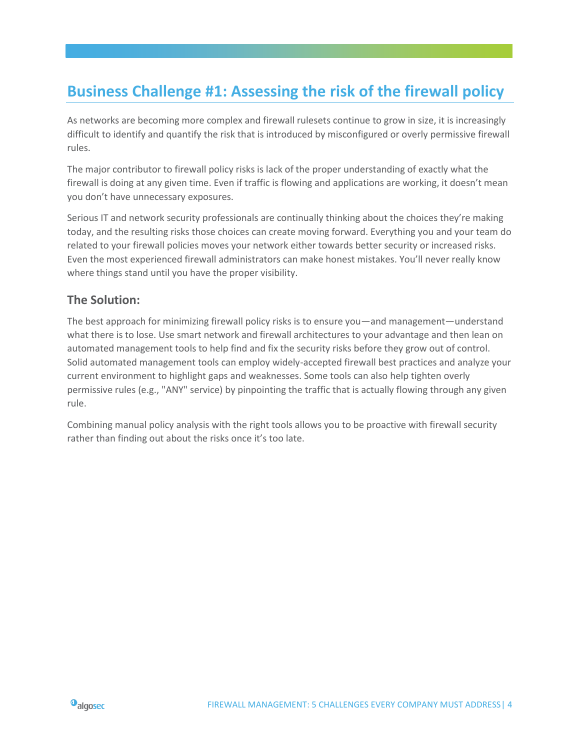## Business Challenge #1: Assessing the risk of the firewall policy

As networks are becoming more complex and firewall rulesets continue to grow in size, it is increasingly difficult to identify and quantify the risk that is introduced by misconfigured or overly permissive firewall rules.

The major contributor to firewall policy risks is lack of the proper understanding of exactly what the firewall is doing at any given time. Even if traffic is flowing and applications are working, it doesn't mean you don't have unnecessary exposures.

Serious IT and network security professionals are continually thinking about the choices they're making today, and the resulting risks those choices can create moving forward. Everything you and your team do related to your firewall policies moves your network either towards better security or increased risks. Even the most experienced firewall administrators can make honest mistakes. You'll never really know where things stand until you have the proper visibility.

### The Solution:

The best approach for minimizing firewall policy risks is to ensure you—and management—understand what there is to lose. Use smart network and firewall architectures to your advantage and then lean on automated management tools to help find and fix the security risks before they grow out of control. Solid automated management tools can employ widely-accepted firewall best practices and analyze your current environment to highlight gaps and weaknesses. Some tools can also help tighten overly permissive rules (e.g., "ANY" service) by pinpointing the traffic that is actually flowing through any given rule.

Combining manual policy analysis with the right tools allows you to be proactive with firewall security rather than finding out about the risks once it's too late.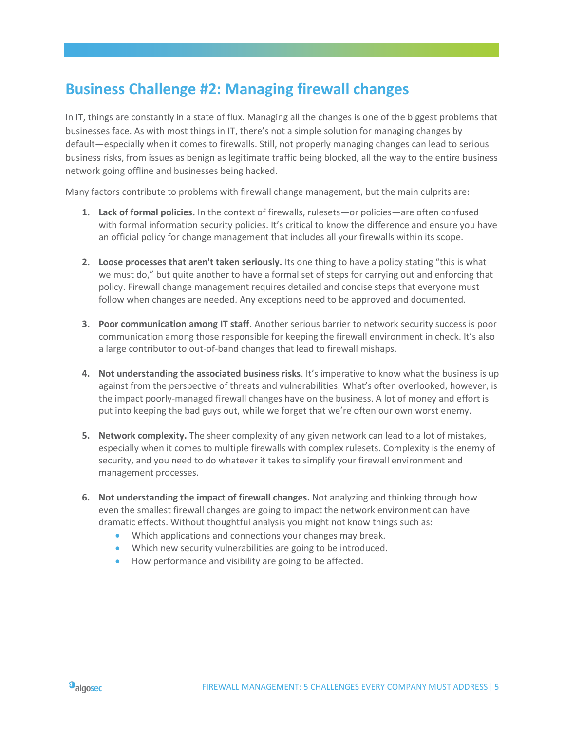## Business Challenge #2: Managing firewall changes

In IT, things are constantly in a state of flux. Managing all the changes is one of the biggest problems that businesses face. As with most things in IT, there's not a simple solution for managing changes by default—especially when it comes to firewalls. Still, not properly managing changes can lead to serious business risks, from issues as benign as legitimate traffic being blocked, all the way to the entire business network going offline and businesses being hacked.

Many factors contribute to problems with firewall change management, but the main culprits are:

1. **Lack of formal policies.** In the context of firewalls, rulesets—or policies—are often confused with formal information security policies. It's critical to know the difference and ensure you have an official policy for change management that includes all your firewalls within its scope.

2. **Loose processes that aren't taken seriously.** Its one thing to have a policy stating "this is what we must do," but quite another to have a formal set of steps for carrying out and enforcing that policy. Firewall change management requires detailed and concise steps that everyone must follow when changes are needed. Any exceptions need to be approved and documented.

3. **Poor communication among IT staff.** Another serious barrier to network security success is poor communication among those responsible for keeping the firewall environment in check. It's also a large contributor to out-of-band changes that lead to firewall mishaps.

4. **Not understanding the associated business risks**. It's imperative to know what the business is up against from the perspective of threats and vulnerabilities. What's often overlooked, however, is the impact poorly-managed firewall changes have on the business. A lot of money and effort is put into keeping the bad guys out, while we forget that we're often our own worst enemy.

5. **Network complexity.** The sheer complexity of any given network can lead to a lot of mistakes, especially when it comes to multiple firewalls with complex rulesets. Complexity is the enemy of security, and you need to do whatever it takes to simplify your firewall environment and management processes.

6. **Not understanding the impact of firewall changes.** Not analyzing and thinking through how even the smallest firewall changes are going to impact the network environment can have dramatic effects. Without thoughtful analysis you might not know things such as:
   - Which applications and connections your changes may break.
   - Which new security vulnerabilities are going to be introduced.
   - How performance and visibility are going to be affected.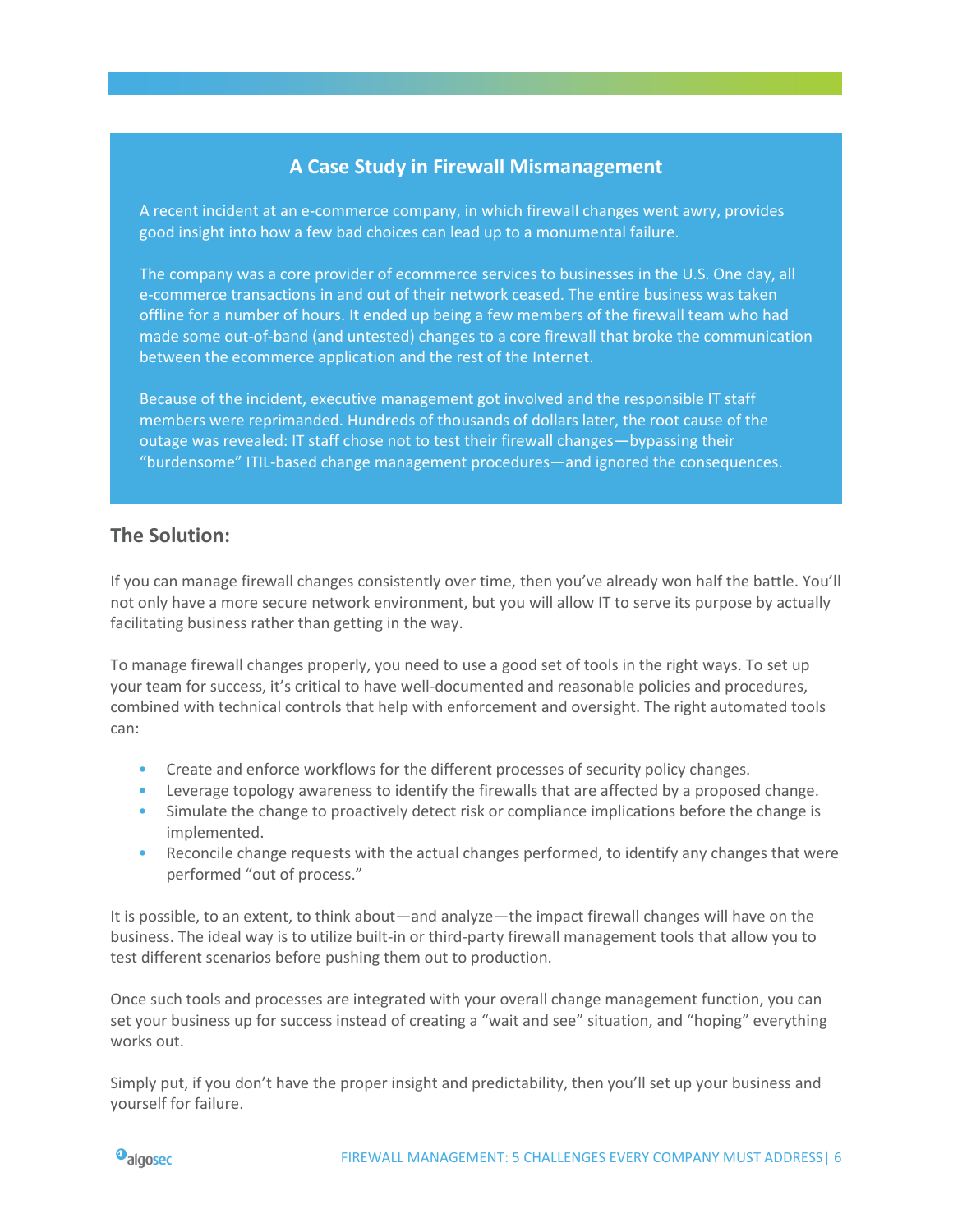## A Case Study in Firewall Mismanagement

A recent incident at an e-commerce company, in which firewall changes went awry, provides good insight into how a few bad choices can lead up to a monumental failure.

The company was a core provider of ecommerce services to businesses in the U.S. One day, all e-commerce transactions in and out of their network ceased. The entire business was taken offline for a number of hours. It ended up being a few members of the firewall team who had made some out-of-band (and untested) changes to a core firewall that broke the communication between the ecommerce application and the rest of the Internet.

Because of the incident, executive management got involved and the responsible IT staff members were reprimanded. Hundreds of thousands of dollars later, the root cause of the outage was revealed: IT staff chose not to test their firewall changes—bypassing their "burdensome" ITIL-based change management procedures—and ignored the consequences.

## The Solution:

If you can manage firewall changes consistently over time, then you've already won half the battle. You'll not only have a more secure network environment, but you will allow IT to serve its purpose by actually facilitating business rather than getting in the way.

To manage firewall changes properly, you need to use a good set of tools in the right ways. To set up your team for success, it's critical to have well-documented and reasonable policies and procedures, combined with technical controls that help with enforcement and oversight. The right automated tools can:

- Create and enforce workflows for the different processes of security policy changes.
- Leverage topology awareness to identify the firewalls that are affected by a proposed change.
- Simulate the change to proactively detect risk or compliance implications before the change is implemented.
- Reconcile change requests with the actual changes performed, to identify any changes that were performed "out of process."

It is possible, to an extent, to think about—and analyze—the impact firewall changes will have on the business. The ideal way is to utilize built-in or third-party firewall management tools that allow you to test different scenarios before pushing them out to production.

Once such tools and processes are integrated with your overall change management function, you can set your business up for success instead of creating a "wait and see" situation, and "hoping" everything works out.

Simply put, if you don't have the proper insight and predictability, then you'll set up your business and yourself for failure.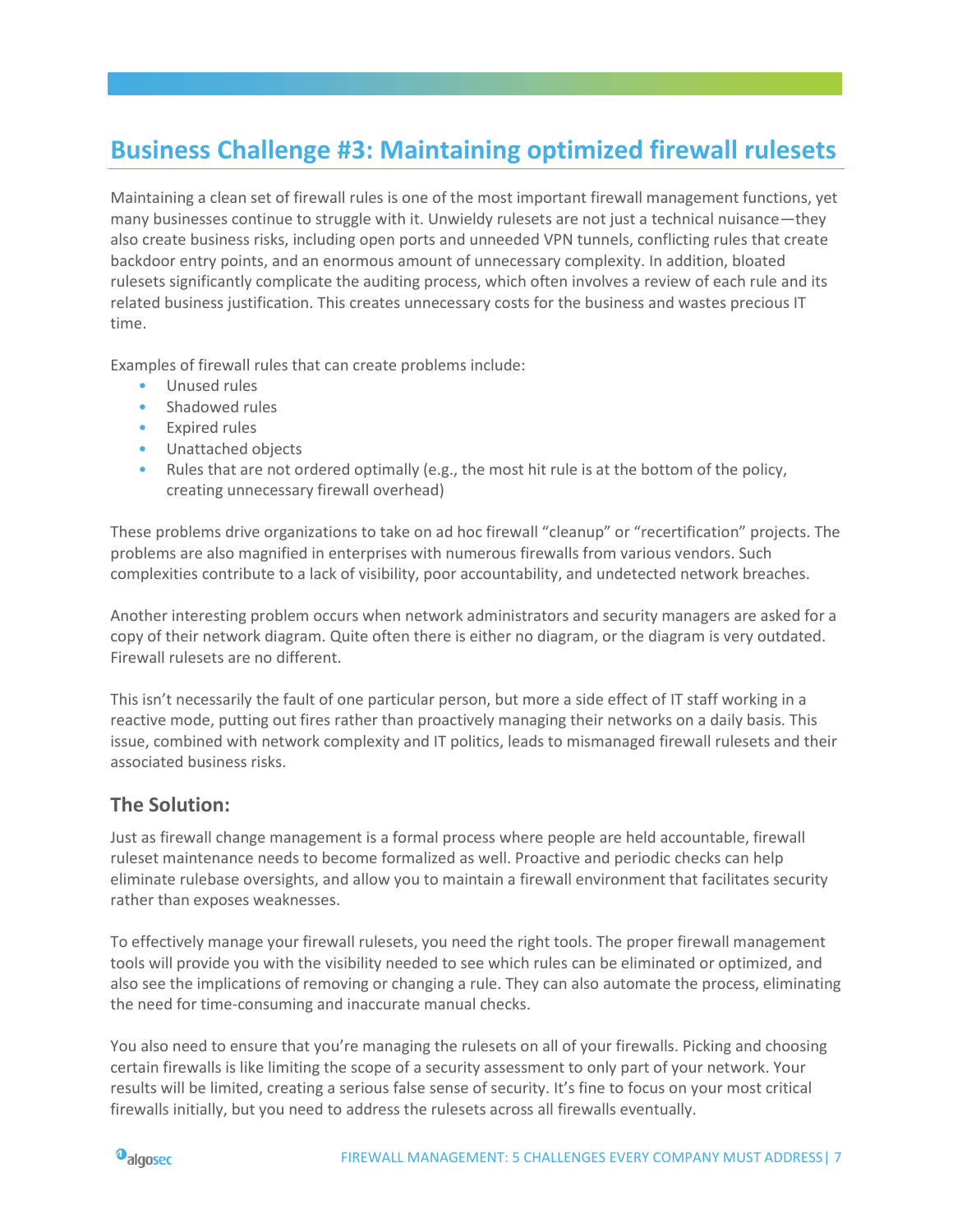# Business Challenge #3: Maintaining optimized firewall rulesets

Maintaining a clean set of firewall rules is one of the most important firewall management functions, yet many businesses continue to struggle with it. Unwieldy rulesets are not just a technical nuisance—they also create business risks, including open ports and unneeded VPN tunnels, conflicting rules that create backdoor entry points, and an enormous amount of unnecessary complexity. In addition, bloated rulesets significantly complicate the auditing process, which often involves a review of each rule and its related business justification. This creates unnecessary costs for the business and wastes precious IT time.

Examples of firewall rules that can create problems include:

- Unused rules
- Shadowed rules
- Expired rules
- Unattached objects
- Rules that are not ordered optimally (e.g., the most hit rule is at the bottom of the policy, creating unnecessary firewall overhead)

These problems drive organizations to take on ad hoc firewall "cleanup" or "recertification" projects. The problems are also magnified in enterprises with numerous firewalls from various vendors. Such complexities contribute to a lack of visibility, poor accountability, and undetected network breaches.

Another interesting problem occurs when network administrators and security managers are asked for a copy of their network diagram. Quite often there is either no diagram, or the diagram is very outdated. Firewall rulesets are no different.

This isn't necessarily the fault of one particular person, but more a side effect of IT staff working in a reactive mode, putting out fires rather than proactively managing their networks on a daily basis. This issue, combined with network complexity and IT politics, leads to mismanaged firewall rulesets and their associated business risks.

## The Solution:

Just as firewall change management is a formal process where people are held accountable, firewall ruleset maintenance needs to become formalized as well. Proactive and periodic checks can help eliminate rulebase oversights, and allow you to maintain a firewall environment that facilitates security rather than exposes weaknesses.

To effectively manage your firewall rulesets, you need the right tools. The proper firewall management tools will provide you with the visibility needed to see which rules can be eliminated or optimized, and also see the implications of removing or changing a rule. They can also automate the process, eliminating the need for time-consuming and inaccurate manual checks.

You also need to ensure that you're managing the rulesets on all of your firewalls. Picking and choosing certain firewalls is like limiting the scope of a security assessment to only part of your network. Your results will be limited, creating a serious false sense of security. It's fine to focus on your most critical firewalls initially, but you need to address the rulesets across all firewalls eventually.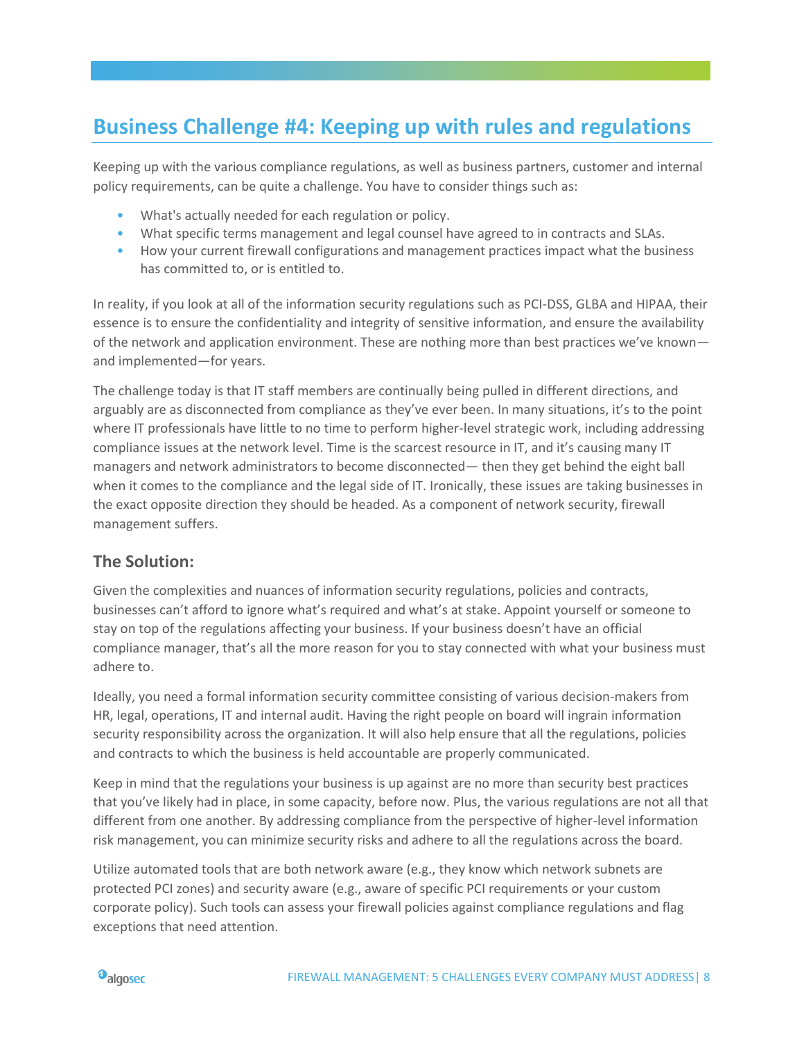## Business Challenge #4: Keeping up with rules and regulations

Keeping up with the various compliance regulations, as well as business partners, customer and internal policy requirements, can be quite a challenge. You have to consider things such as:

- What's actually needed for each regulation or policy.
- What specific terms management and legal counsel have agreed to in contracts and SLAs.
- How your current firewall configurations and management practices impact what the business has committed to, or is entitled to.

In reality, if you look at all of the information security regulations such as PCI-DSS, GLBA and HIPAA, their essence is to ensure the confidentiality and integrity of sensitive information, and ensure the availability of the network and application environment. These are nothing more than best practices we've known—and implemented—for years.

The challenge today is that IT staff members are continually being pulled in different directions, and arguably are as disconnected from compliance as they've ever been. In many situations, it's to the point where IT professionals have little to no time to perform higher-level strategic work, including addressing compliance issues at the network level. Time is the scarcest resource in IT, and it's causing many IT managers and network administrators to become disconnected— then they get behind the eight ball when it comes to the compliance and the legal side of IT. Ironically, these issues are taking businesses in the exact opposite direction they should be headed. As a component of network security, firewall management suffers.

### The Solution:

Given the complexities and nuances of information security regulations, policies and contracts, businesses can't afford to ignore what's required and what's at stake. Appoint yourself or someone to stay on top of the regulations affecting your business. If your business doesn't have an official compliance manager, that's all the more reason for you to stay connected with what your business must adhere to.

Ideally, you need a formal information security committee consisting of various decision-makers from HR, legal, operations, IT and internal audit. Having the right people on board will ingrain information security responsibility across the organization. It will also help ensure that all the regulations, policies and contracts to which the business is held accountable are properly communicated.

Keep in mind that the regulations your business is up against are no more than security best practices that you've likely had in place, in some capacity, before now. Plus, the various regulations are not all that different from one another. By addressing compliance from the perspective of higher-level information risk management, you can minimize security risks and adhere to all the regulations across the board.

Utilize automated tools that are both network aware (e.g., they know which network subnets are protected PCI zones) and security aware (e.g., aware of specific PCI requirements or your custom corporate policy). Such tools can assess your firewall policies against compliance regulations and flag exceptions that need attention.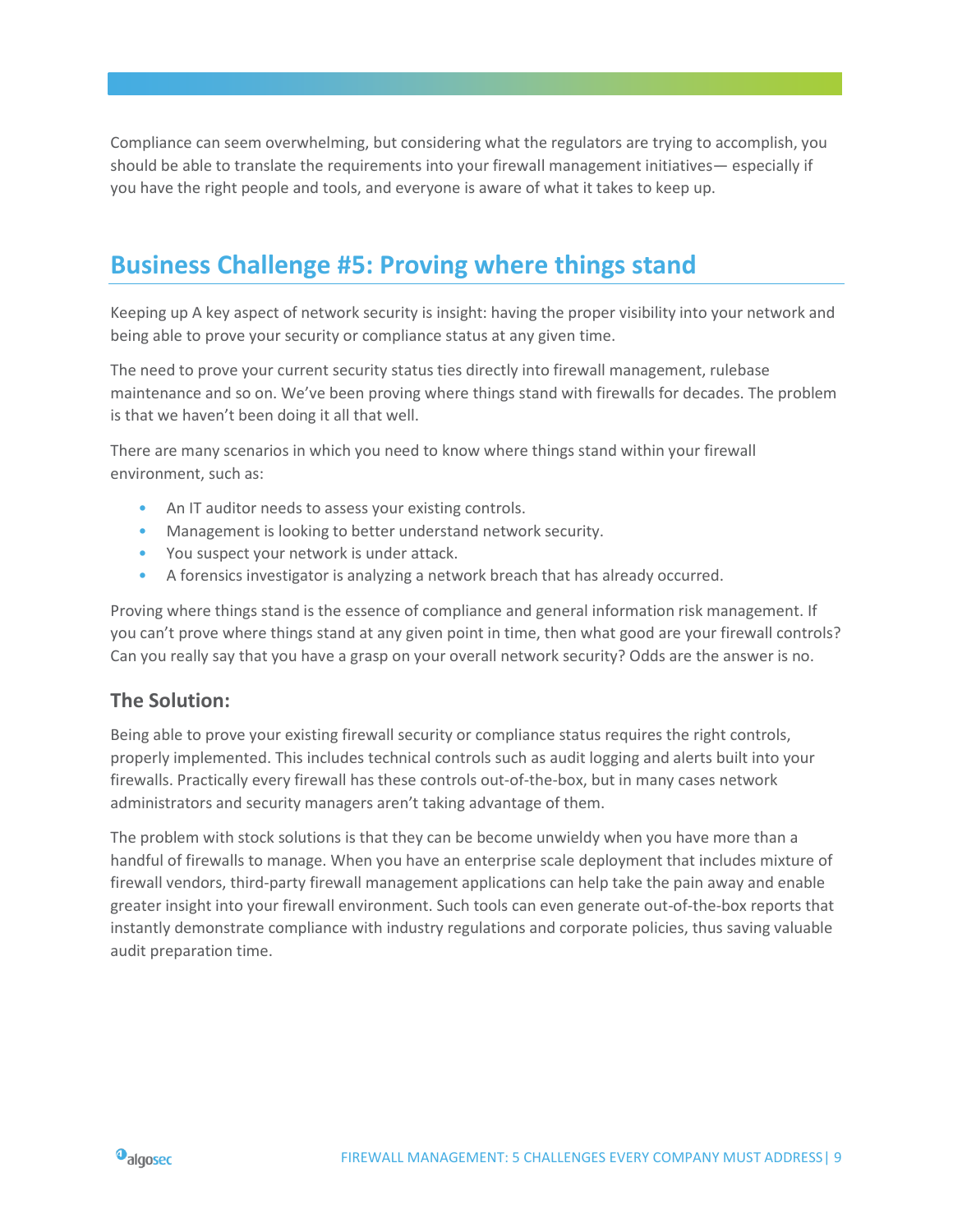Compliance can seem overwhelming, but considering what the regulators are trying to accomplish, you should be able to translate the requirements into your firewall management initiatives— especially if you have the right people and tools, and everyone is aware of what it takes to keep up.

## Business Challenge #5: Proving where things stand

Keeping up A key aspect of network security is insight: having the proper visibility into your network and being able to prove your security or compliance status at any given time.

The need to prove your current security status ties directly into firewall management, rulebase maintenance and so on. We've been proving where things stand with firewalls for decades. The problem is that we haven't been doing it all that well.

There are many scenarios in which you need to know where things stand within your firewall environment, such as:

- An IT auditor needs to assess your existing controls.
- Management is looking to better understand network security.
- You suspect your network is under attack.
- A forensics investigator is analyzing a network breach that has already occurred.

Proving where things stand is the essence of compliance and general information risk management. If you can't prove where things stand at any given point in time, then what good are your firewall controls? Can you really say that you have a grasp on your overall network security? Odds are the answer is no.

### The Solution:

Being able to prove your existing firewall security or compliance status requires the right controls, properly implemented. This includes technical controls such as audit logging and alerts built into your firewalls. Practically every firewall has these controls out-of-the-box, but in many cases network administrators and security managers aren't taking advantage of them.

The problem with stock solutions is that they can be become unwieldy when you have more than a handful of firewalls to manage. When you have an enterprise scale deployment that includes mixture of firewall vendors, third-party firewall management applications can help take the pain away and enable greater insight into your firewall environment. Such tools can even generate out-of-the-box reports that instantly demonstrate compliance with industry regulations and corporate policies, thus saving valuable audit preparation time.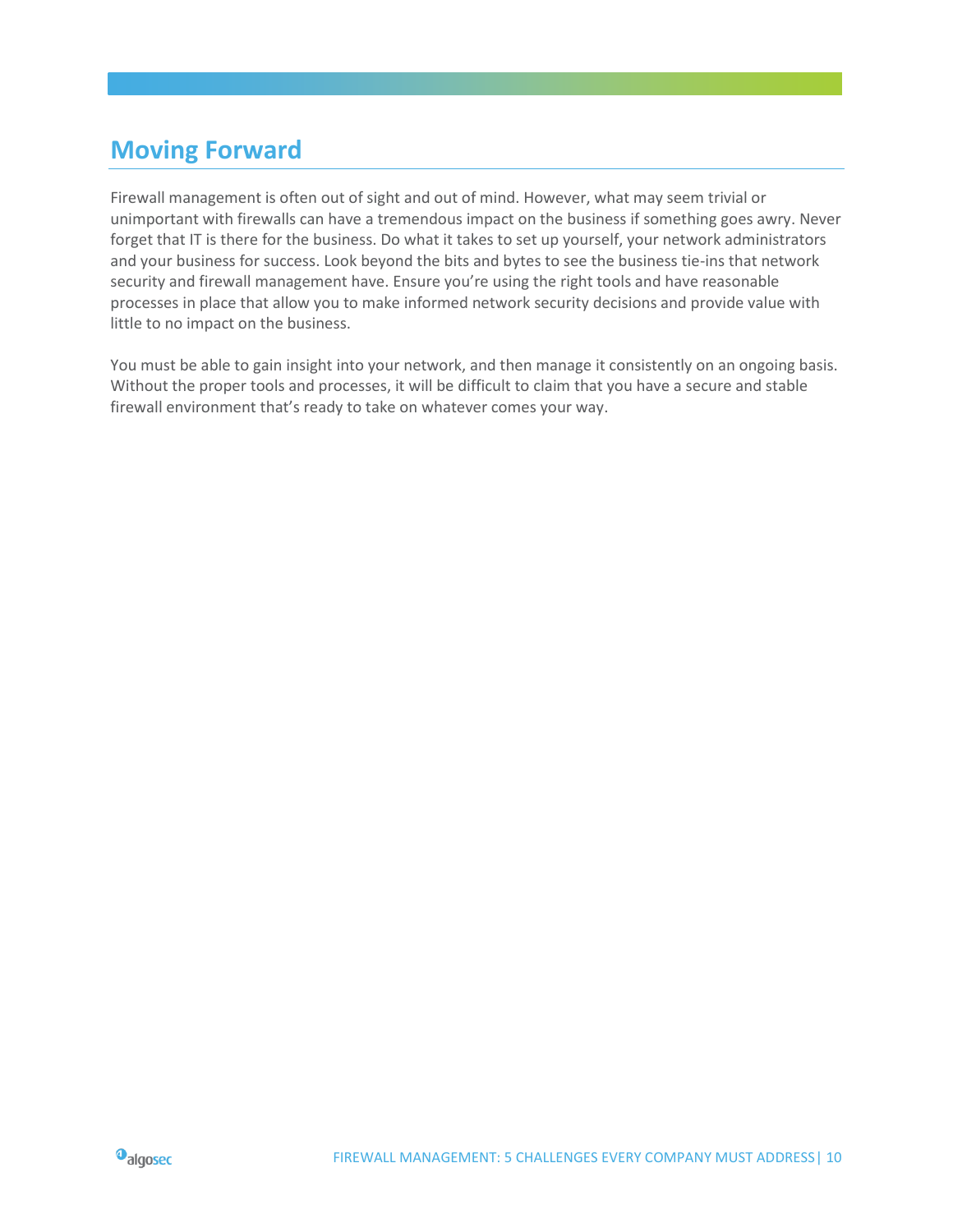## Moving Forward

Firewall management is often out of sight and out of mind. However, what may seem trivial or unimportant with firewalls can have a tremendous impact on the business if something goes awry. Never forget that IT is there for the business. Do what it takes to set up yourself, your network administrators and your business for success. Look beyond the bits and bytes to see the business tie-ins that network security and firewall management have. Ensure you're using the right tools and have reasonable processes in place that allow you to make informed network security decisions and provide value with little to no impact on the business.

You must be able to gain insight into your network, and then manage it consistently on an ongoing basis. Without the proper tools and processes, it will be difficult to claim that you have a secure and stable firewall environment that's ready to take on whatever comes your way.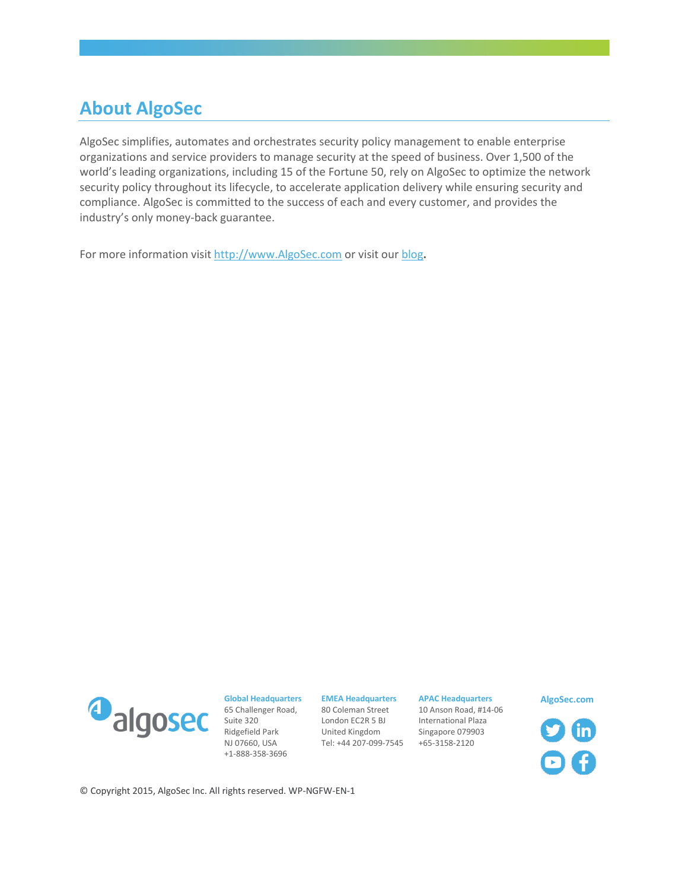## About AlgoSec

AlgoSec simplifies, automates and orchestrates security policy management to enable enterprise organizations and service providers to manage security at the speed of business. Over 1,500 of the world's leading organizations, including 15 of the Fortune 50, rely on AlgoSec to optimize the network security policy throughout its lifecycle, to accelerate application delivery while ensuring security and compliance. AlgoSec is committed to the success of each and every customer, and provides the industry's only money-back guarantee.

For more information visit http://www.AlgoSec.com or visit our blog.

algosec

**Global Headquarters**
65 Challenger Road,
Suite 320
Ridgefield Park
NJ 07660, USA
+1-888-358-3696

**EMEA Headquarters**
80 Coleman Street
London EC2R 5 BJ
United Kingdom
Tel: +44 207-099-7545

**APAC Headquarters**
10 Anson Road, #14-06
International Plaza
Singapore 079903
+65-3158-2120

**AlgoSec.com**

© Copyright 2015, AlgoSec Inc. All rights reserved. WP-NGFW-EN-1